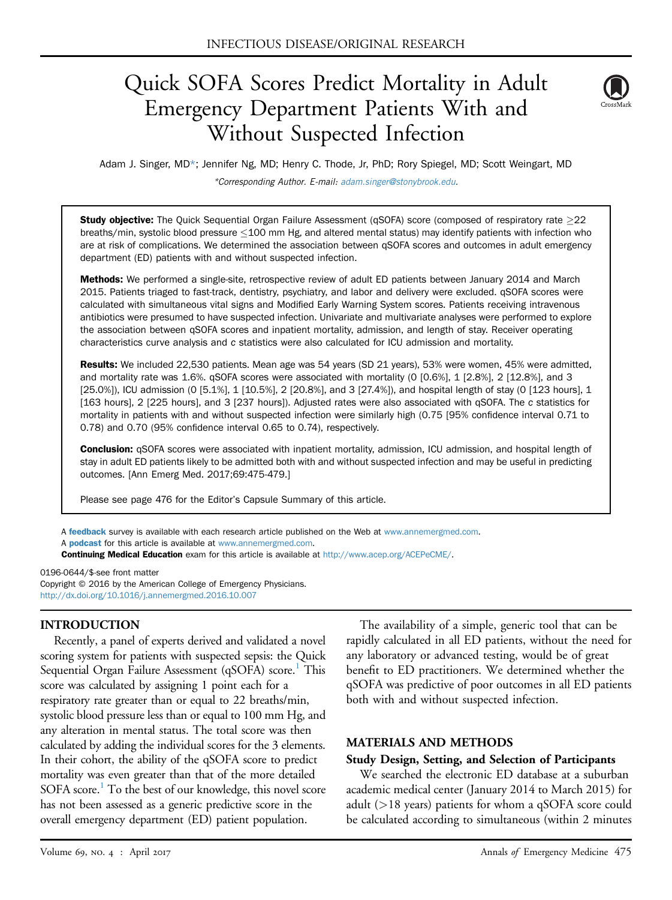INFECTIOUS DISEASE/ORIGINAL RESEARCH

# Quick SOFA Scores Predict Mortality in Adult Emergency Department Patients With and Without Suspected Infection

Adam J. Singer, MD*; Jennifer Ng, MD; Henry C. Thode, Jr, PhD; Rory Spiegel, MD; Scott Weingart, MD

*Corresponding Author. E-mail: adam.singer@stonybrook.edu.

**Study objective:** The Quick Sequential Organ Failure Assessment (qSOFA) score (composed of respiratory rate ≥22 breaths/min, systolic blood pressure ≤100 mm Hg, and altered mental status) may identify patients with infection who are at risk of complications. We determined the association between qSOFA scores and outcomes in adult emergency department (ED) patients with and without suspected infection.

**Methods:** We performed a single-site, retrospective review of adult ED patients between January 2014 and March 2015. Patients triaged to fast-track, dentistry, psychiatry, and labor and delivery were excluded. qSOFA scores were calculated with simultaneous vital signs and Modified Early Warning System scores. Patients receiving intravenous antibiotics were presumed to have suspected infection. Univariate and multivariate analyses were performed to explore the association between qSOFA scores and inpatient mortality, admission, and length of stay. Receiver operating characteristics curve analysis and *c* statistics were also calculated for ICU admission and mortality.

**Results:** We included 22,530 patients. Mean age was 54 years (SD 21 years), 53% were women, 45% were admitted, and mortality rate was 1.6%. qSOFA scores were associated with mortality (0 [0.6%], 1 [2.8%], 2 [12.8%], and 3 [25.0%]), ICU admission (0 [5.1%], 1 [10.5%], 2 [20.8%], and 3 [27.4%]), and hospital length of stay (0 [123 hours], 1 [163 hours], 2 [225 hours], and 3 [237 hours]). Adjusted rates were also associated with qSOFA. The *c* statistics for mortality in patients with and without suspected infection were similarly high (0.75 [95% confidence interval 0.71 to 0.78) and 0.70 (95% confidence interval 0.65 to 0.74), respectively.

**Conclusion:** qSOFA scores were associated with inpatient mortality, admission, ICU admission, and hospital length of stay in adult ED patients likely to be admitted both with and without suspected infection and may be useful in predicting outcomes. [Ann Emerg Med. 2017;69:475-479.]

Please see page 476 for the Editor's Capsule Summary of this article.

A **feedback** survey is available with each research article published on the Web at www.annemergmed.com.
A **podcast** for this article is available at www.annemergmed.com.
**Continuing Medical Education** exam for this article is available at http://www.acep.org/ACEPeCME/.

0196-0644/$-see front matter
Copyright © 2016 by the American College of Emergency Physicians.
http://dx.doi.org/10.1016/j.annemergmed.2016.10.007

## INTRODUCTION

Recently, a panel of experts derived and validated a novel scoring system for patients with suspected sepsis: the Quick Sequential Organ Failure Assessment (qSOFA) score.[1] This score was calculated by assigning 1 point each for a respiratory rate greater than or equal to 22 breaths/min, systolic blood pressure less than or equal to 100 mm Hg, and any alteration in mental status. The total score was then calculated by adding the individual scores for the 3 elements. In their cohort, the ability of the qSOFA score to predict mortality was even greater than that of the more detailed SOFA score.[1] To the best of our knowledge, this novel score has not been assessed as a generic predictive score in the overall emergency department (ED) patient population.

The availability of a simple, generic tool that can be rapidly calculated in all ED patients, without the need for any laboratory or advanced testing, would be of great benefit to ED practitioners. We determined whether the qSOFA was predictive of poor outcomes in all ED patients both with and without suspected infection.

## MATERIALS AND METHODS

### Study Design, Setting, and Selection of Participants

We searched the electronic ED database at a suburban academic medical center (January 2014 to March 2015) for adult (>18 years) patients for whom a qSOFA score could be calculated according to simultaneous (within 2 minutes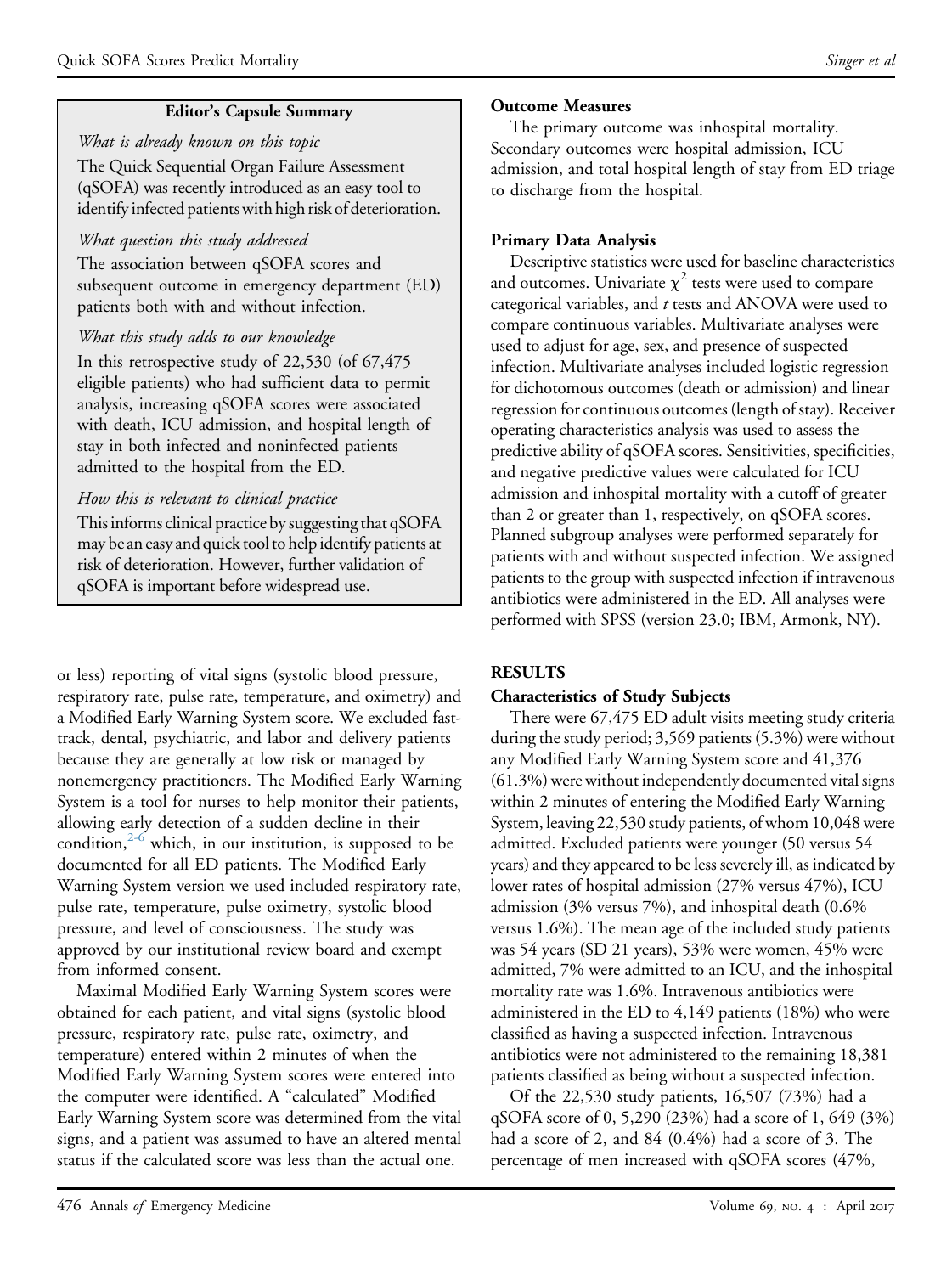**Editor's Capsule Summary**

*What is already known on this topic*

The Quick Sequential Organ Failure Assessment (qSOFA) was recently introduced as an easy tool to identify infected patients with high risk of deterioration.

*What question this study addressed*

The association between qSOFA scores and subsequent outcome in emergency department (ED) patients both with and without infection.

*What this study adds to our knowledge*

In this retrospective study of 22,530 (of 67,475 eligible patients) who had sufficient data to permit analysis, increasing qSOFA scores were associated with death, ICU admission, and hospital length of stay in both infected and noninfected patients admitted to the hospital from the ED.

*How this is relevant to clinical practice*

This informs clinical practice by suggesting that qSOFA may be an easy and quick tool to help identify patients at risk of deterioration. However, further validation of qSOFA is important before widespread use.

or less) reporting of vital signs (systolic blood pressure, respiratory rate, pulse rate, temperature, and oximetry) and a Modified Early Warning System score. We excluded fast-track, dental, psychiatric, and labor and delivery patients because they are generally at low risk or managed by nonemergency practitioners. The Modified Early Warning System is a tool for nurses to help monitor their patients, allowing early detection of a sudden decline in their condition,[2-6] which, in our institution, is supposed to be documented for all ED patients. The Modified Early Warning System version we used included respiratory rate, pulse rate, temperature, pulse oximetry, systolic blood pressure, and level of consciousness. The study was approved by our institutional review board and exempt from informed consent.

Maximal Modified Early Warning System scores were obtained for each patient, and vital signs (systolic blood pressure, respiratory rate, pulse rate, oximetry, and temperature) entered within 2 minutes of when the Modified Early Warning System scores were entered into the computer were identified. A "calculated" Modified Early Warning System score was determined from the vital signs, and a patient was assumed to have an altered mental status if the calculated score was less than the actual one.

### Outcome Measures

The primary outcome was inhospital mortality. Secondary outcomes were hospital admission, ICU admission, and total hospital length of stay from ED triage to discharge from the hospital.

### Primary Data Analysis

Descriptive statistics were used for baseline characteristics and outcomes. Univariate $\chi^2$ tests were used to compare categorical variables, and *t* tests and ANOVA were used to compare continuous variables. Multivariate analyses were used to adjust for age, sex, and presence of suspected infection. Multivariate analyses included logistic regression for dichotomous outcomes (death or admission) and linear regression for continuous outcomes (length of stay). Receiver operating characteristics analysis was used to assess the predictive ability of qSOFA scores. Sensitivities, specificities, and negative predictive values were calculated for ICU admission and inhospital mortality with a cutoff of greater than 2 or greater than 1, respectively, on qSOFA scores. Planned subgroup analyses were performed separately for patients with and without suspected infection. We assigned patients to the group with suspected infection if intravenous antibiotics were administered in the ED. All analyses were performed with SPSS (version 23.0; IBM, Armonk, NY).

## RESULTS

### Characteristics of Study Subjects

There were 67,475 ED adult visits meeting study criteria during the study period; 3,569 patients (5.3%) were without any Modified Early Warning System score and 41,376 (61.3%) were without independently documented vital signs within 2 minutes of entering the Modified Early Warning System, leaving 22,530 study patients, of whom 10,048 were admitted. Excluded patients were younger (50 versus 54 years) and they appeared to be less severely ill, as indicated by lower rates of hospital admission (27% versus 47%), ICU admission (3% versus 7%), and inhospital death (0.6% versus 1.6%). The mean age of the included study patients was 54 years (SD 21 years), 53% were women, 45% were admitted, 7% were admitted to an ICU, and the inhospital mortality rate was 1.6%. Intravenous antibiotics were administered in the ED to 4,149 patients (18%) who were classified as having a suspected infection. Intravenous antibiotics were not administered to the remaining 18,381 patients classified as being without a suspected infection.

Of the 22,530 study patients, 16,507 (73%) had a qSOFA score of 0, 5,290 (23%) had a score of 1, 649 (3%) had a score of 2, and 84 (0.4%) had a score of 3. The percentage of men increased with qSOFA scores (47%,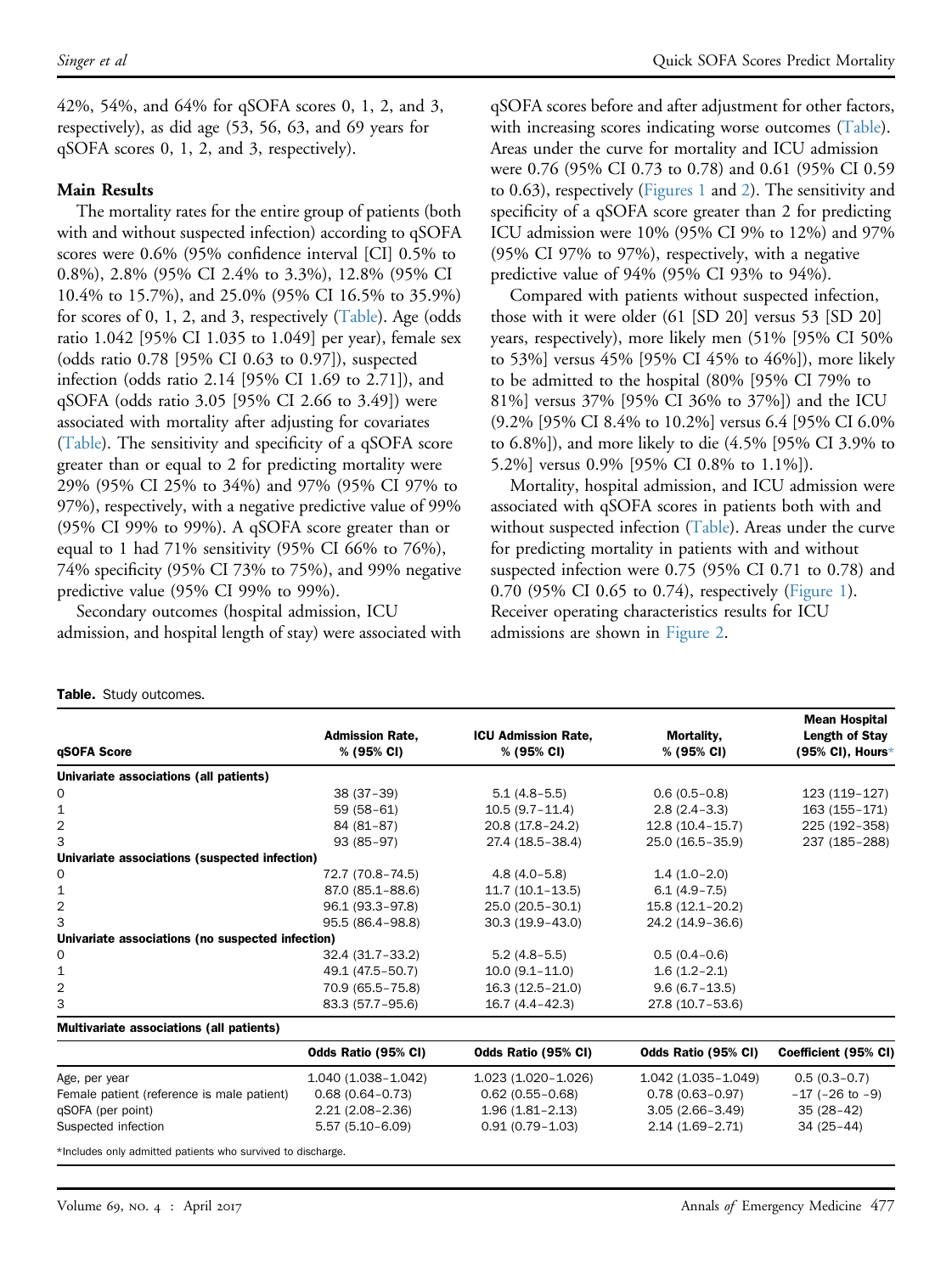42%, 54%, and 64% for qSOFA scores 0, 1, 2, and 3, respectively), as did age (53, 56, 63, and 69 years for qSOFA scores 0, 1, 2, and 3, respectively).

### Main Results

The mortality rates for the entire group of patients (both with and without suspected infection) according to qSOFA scores were 0.6% (95% confidence interval [CI] 0.5% to 0.8%), 2.8% (95% CI 2.4% to 3.3%), 12.8% (95% CI 10.4% to 15.7%), and 25.0% (95% CI 16.5% to 35.9%) for scores of 0, 1, 2, and 3, respectively (Table). Age (odds ratio 1.042 [95% CI 1.035 to 1.049] per year), female sex (odds ratio 0.78 [95% CI 0.63 to 0.97]), suspected infection (odds ratio 2.14 [95% CI 1.69 to 2.71]), and qSOFA (odds ratio 3.05 [95% CI 2.66 to 3.49]) were associated with mortality after adjusting for covariates (Table). The sensitivity and specificity of a qSOFA score greater than or equal to 2 for predicting mortality were 29% (95% CI 25% to 34%) and 97% (95% CI 97% to 97%), respectively, with a negative predictive value of 99% (95% CI 99% to 99%). A qSOFA score greater than or equal to 1 had 71% sensitivity (95% CI 66% to 76%), 74% specificity (95% CI 73% to 75%), and 99% negative predictive value (95% CI 99% to 99%).

Secondary outcomes (hospital admission, ICU admission, and hospital length of stay) were associated with qSOFA scores before and after adjustment for other factors, with increasing scores indicating worse outcomes (Table). Areas under the curve for mortality and ICU admission were 0.76 (95% CI 0.73 to 0.78) and 0.61 (95% CI 0.59 to 0.63), respectively (Figures 1 and 2). The sensitivity and specificity of a qSOFA score greater than 2 for predicting ICU admission were 10% (95% CI 9% to 12%) and 97% (95% CI 97% to 97%), respectively, with a negative predictive value of 94% (95% CI 93% to 94%).

Compared with patients without suspected infection, those with it were older (61 [SD 20] versus 53 [SD 20] years, respectively), more likely men (51% [95% CI 50% to 53%] versus 45% [95% CI 45% to 46%]), more likely to be admitted to the hospital (80% [95% CI 79% to 81%] versus 37% [95% CI 36% to 37%]) and the ICU (9.2% [95% CI 8.4% to 10.2%] versus 6.4 [95% CI 6.0% to 6.8%]), and more likely to die (4.5% [95% CI 3.9% to 5.2%] versus 0.9% [95% CI 0.8% to 1.1%]).

Mortality, hospital admission, and ICU admission were associated with qSOFA scores in patients both with and without suspected infection (Table). Areas under the curve for predicting mortality in patients with and without suspected infection were 0.75 (95% CI 0.71 to 0.78) and 0.70 (95% CI 0.65 to 0.74), respectively (Figure 1). Receiver operating characteristics results for ICU admissions are shown in Figure 2.

**Table.** Study outcomes.

| qSOFA Score | Admission Rate, % (95% CI) | ICU Admission Rate, % (95% CI) | Mortality, % (95% CI) | Mean Hospital Length of Stay (95% CI), Hours* |
|---|---|---|---|---|
| **Univariate associations (all patients)** | | | | |
| 0 | 38 (37–39) | 5.1 (4.8–5.5) | 0.6 (0.5–0.8) | 123 (119–127) |
| 1 | 59 (58–61) | 10.5 (9.7–11.4) | 2.8 (2.4–3.3) | 163 (155–171) |
| 2 | 84 (81–87) | 20.8 (17.8–24.2) | 12.8 (10.4–15.7) | 225 (192–358) |
| 3 | 93 (85–97) | 27.4 (18.5–38.4) | 25.0 (16.5–35.9) | 237 (185–288) |
| **Univariate associations (suspected infection)** | | | | |
| 0 | 72.7 (70.8–74.5) | 4.8 (4.0–5.8) | 1.4 (1.0–2.0) | |
| 1 | 87.0 (85.1–88.6) | 11.7 (10.1–13.5) | 6.1 (4.9–7.5) | |
| 2 | 96.1 (93.3–97.8) | 25.0 (20.5–30.1) | 15.8 (12.1–20.2) | |
| 3 | 95.5 (86.4–98.8) | 30.3 (19.9–43.0) | 24.2 (14.9–36.6) | |
| **Univariate associations (no suspected infection)** | | | | |
| 0 | 32.4 (31.7–33.2) | 5.2 (4.8–5.5) | 0.5 (0.4–0.6) | |
| 1 | 49.1 (47.5–50.7) | 10.0 (9.1–11.0) | 1.6 (1.2–2.1) | |
| 2 | 70.9 (65.5–75.8) | 16.3 (12.5–21.0) | 9.6 (6.7–13.5) | |
| 3 | 83.3 (57.7–95.6) | 16.7 (4.4–42.3) | 27.8 (10.7–53.6) | |
| **Multivariate associations (all patients)** | | | | |
| | **Odds Ratio (95% CI)** | **Odds Ratio (95% CI)** | **Odds Ratio (95% CI)** | **Coefficient (95% CI)** |
| Age, per year | 1.040 (1.038–1.042) | 1.023 (1.020–1.026) | 1.042 (1.035–1.049) | 0.5 (0.3–0.7) |
| Female patient (reference is male patient) | 0.68 (0.64–0.73) | 0.62 (0.55–0.68) | 0.78 (0.63–0.97) | −17 (−26 to −9) |
| qSOFA (per point) | 2.21 (2.08–2.36) | 1.96 (1.81–2.13) | 3.05 (2.66–3.49) | 35 (28–42) |
| Suspected infection | 5.57 (5.10–6.09) | 0.91 (0.79–1.03) | 2.14 (1.69–2.71) | 34 (25–44) |

*Includes only admitted patients who survived to discharge.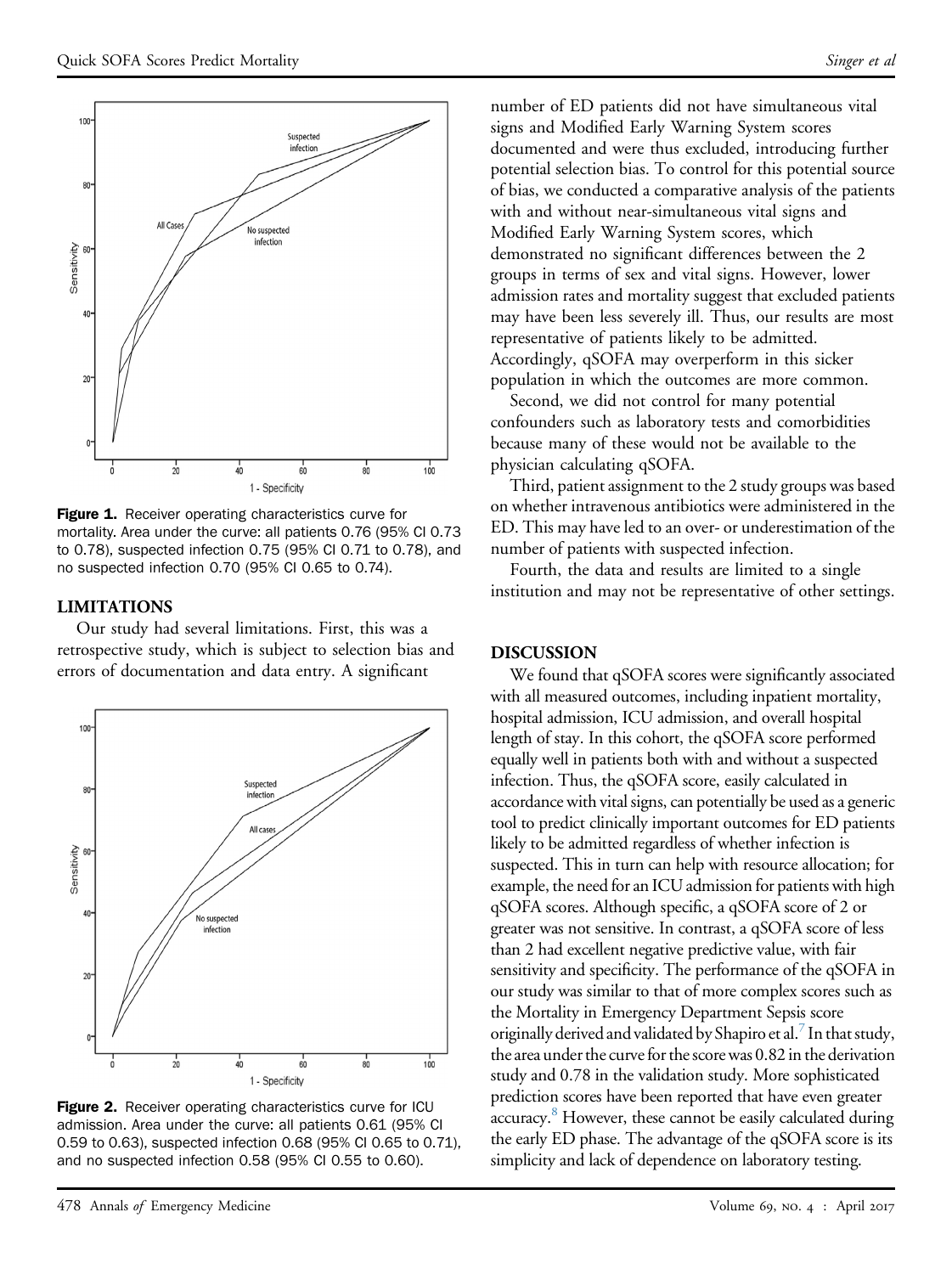**Figure 1.** Receiver operating characteristics curve for mortality. Area under the curve: all patients 0.76 (95% CI 0.73 to 0.78), suspected infection 0.75 (95% CI 0.71 to 0.78), and no suspected infection 0.70 (95% CI 0.65 to 0.74).

**Figure 2.** Receiver operating characteristics curve for ICU admission. Area under the curve: all patients 0.61 (95% CI 0.59 to 0.63), suspected infection 0.68 (95% CI 0.65 to 0.71), and no suspected infection 0.58 (95% CI 0.55 to 0.60).

## LIMITATIONS

Our study had several limitations. First, this was a retrospective study, which is subject to selection bias and errors of documentation and data entry. A significant number of ED patients did not have simultaneous vital signs and Modified Early Warning System scores documented and were thus excluded, introducing further potential selection bias. To control for this potential source of bias, we conducted a comparative analysis of the patients with and without near-simultaneous vital signs and Modified Early Warning System scores, which demonstrated no significant differences between the 2 groups in terms of sex and vital signs. However, lower admission rates and mortality suggest that excluded patients may have been less severely ill. Thus, our results are most representative of patients likely to be admitted. Accordingly, qSOFA may overperform in this sicker population in which the outcomes are more common.

Second, we did not control for many potential confounders such as laboratory tests and comorbidities because many of these would not be available to the physician calculating qSOFA.

Third, patient assignment to the 2 study groups was based on whether intravenous antibiotics were administered in the ED. This may have led to an over- or underestimation of the number of patients with suspected infection.

Fourth, the data and results are limited to a single institution and may not be representative of other settings.

## DISCUSSION

We found that qSOFA scores were significantly associated with all measured outcomes, including inpatient mortality, hospital admission, ICU admission, and overall hospital length of stay. In this cohort, the qSOFA score performed equally well in patients both with and without a suspected infection. Thus, the qSOFA score, easily calculated in accordance with vital signs, can potentially be used as a generic tool to predict clinically important outcomes for ED patients likely to be admitted regardless of whether infection is suspected. This in turn can help with resource allocation; for example, the need for an ICU admission for patients with high qSOFA scores. Although specific, a qSOFA score of 2 or greater was not sensitive. In contrast, a qSOFA score of less than 2 had excellent negative predictive value, with fair sensitivity and specificity. The performance of the qSOFA in our study was similar to that of more complex scores such as the Mortality in Emergency Department Sepsis score originally derived and validated by Shapiro et al.[7] In that study, the area under the curve for the score was 0.82 in the derivation study and 0.78 in the validation study. More sophisticated prediction scores have been reported that have even greater accuracy.[8] However, these cannot be easily calculated during the early ED phase. The advantage of the qSOFA score is its simplicity and lack of dependence on laboratory testing.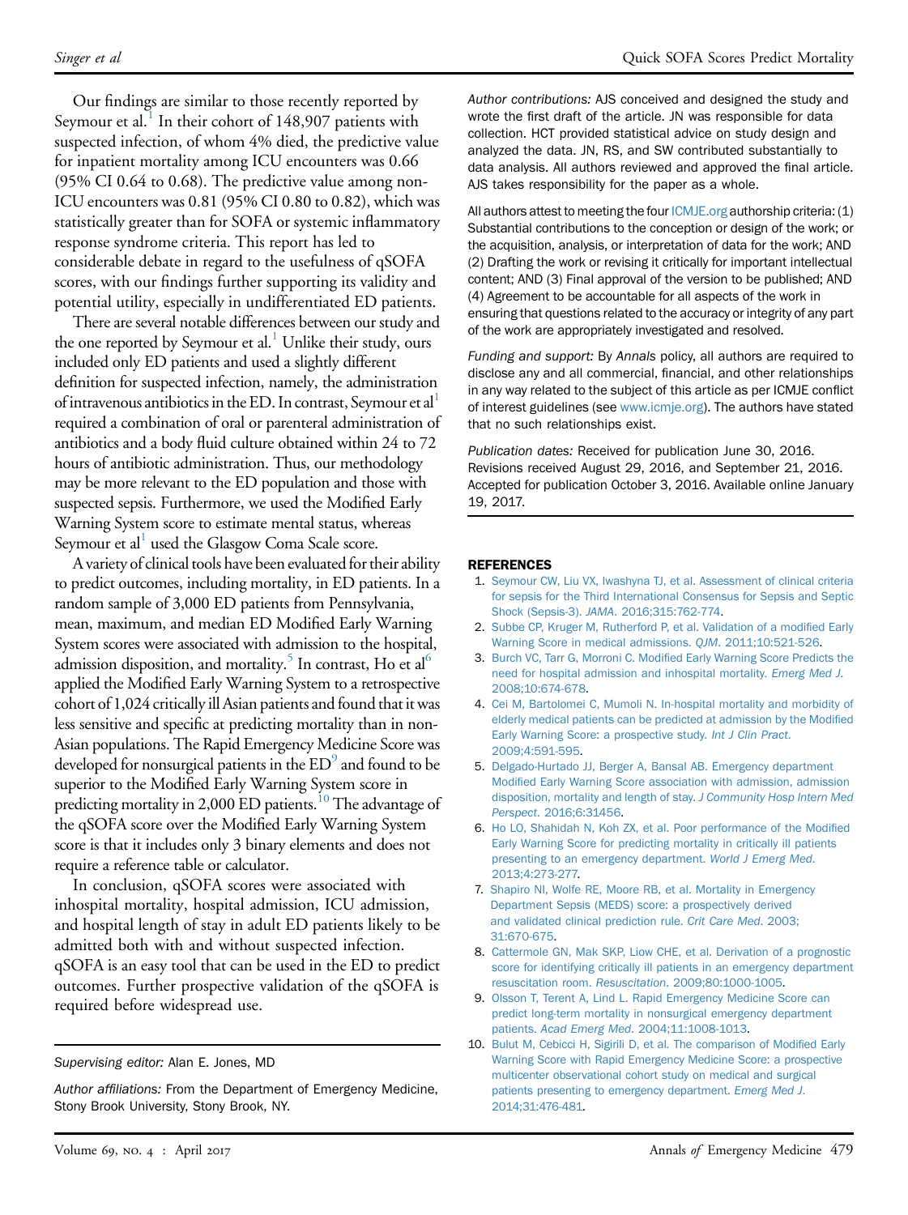Our findings are similar to those recently reported by Seymour et al.[1] In their cohort of 148,907 patients with suspected infection, of whom 4% died, the predictive value for inpatient mortality among ICU encounters was 0.66 (95% CI 0.64 to 0.68). The predictive value among non-ICU encounters was 0.81 (95% CI 0.80 to 0.82), which was statistically greater than for SOFA or systemic inflammatory response syndrome criteria. This report has led to considerable debate in regard to the usefulness of qSOFA scores, with our findings further supporting its validity and potential utility, especially in undifferentiated ED patients.

There are several notable differences between our study and the one reported by Seymour et al.[1] Unlike their study, ours included only ED patients and used a slightly different definition for suspected infection, namely, the administration of intravenous antibiotics in the ED. In contrast, Seymour et al[1] required a combination of oral or parenteral administration of antibiotics and a body fluid culture obtained within 24 to 72 hours of antibiotic administration. Thus, our methodology may be more relevant to the ED population and those with suspected sepsis. Furthermore, we used the Modified Early Warning System score to estimate mental status, whereas Seymour et al[1] used the Glasgow Coma Scale score.

A variety of clinical tools have been evaluated for their ability to predict outcomes, including mortality, in ED patients. In a random sample of 3,000 ED patients from Pennsylvania, mean, maximum, and median ED Modified Early Warning System scores were associated with admission to the hospital, admission disposition, and mortality.[5] In contrast, Ho et al[6] applied the Modified Early Warning System to a retrospective cohort of 1,024 critically ill Asian patients and found that it was less sensitive and specific at predicting mortality than in non-Asian populations. The Rapid Emergency Medicine Score was developed for nonsurgical patients in the ED[9] and found to be superior to the Modified Early Warning System score in predicting mortality in 2,000 ED patients.[10] The advantage of the qSOFA score over the Modified Early Warning System score is that it includes only 3 binary elements and does not require a reference table or calculator.

In conclusion, qSOFA scores were associated with inhospital mortality, hospital admission, ICU admission, and hospital length of stay in adult ED patients likely to be admitted both with and without suspected infection. qSOFA is an easy tool that can be used in the ED to predict outcomes. Further prospective validation of the qSOFA is required before widespread use.

*Supervising editor:* Alan E. Jones, MD

*Author affiliations:* From the Department of Emergency Medicine, Stony Brook University, Stony Brook, NY.

*Author contributions:* AJS conceived and designed the study and wrote the first draft of the article. JN was responsible for data collection. HCT provided statistical advice on study design and analyzed the data. JN, RS, and SW contributed substantially to data analysis. All authors reviewed and approved the final article. AJS takes responsibility for the paper as a whole.

All authors attest to meeting the four ICMJE.org authorship criteria: (1) Substantial contributions to the conception or design of the work; or the acquisition, analysis, or interpretation of data for the work; AND (2) Drafting the work or revising it critically for important intellectual content; AND (3) Final approval of the version to be published; AND (4) Agreement to be accountable for all aspects of the work in ensuring that questions related to the accuracy or integrity of any part of the work are appropriately investigated and resolved.

*Funding and support:* By *Annals* policy, all authors are required to disclose any and all commercial, financial, and other relationships in any way related to the subject of this article as per ICMJE conflict of interest guidelines (see www.icmje.org). The authors have stated that no such relationships exist.

*Publication dates:* Received for publication June 30, 2016. Revisions received August 29, 2016, and September 21, 2016. Accepted for publication October 3, 2016. Available online January 19, 2017.

## REFERENCES

1. Seymour CW, Liu VX, Iwashyna TJ, et al. Assessment of clinical criteria for sepsis for the Third International Consensus for Sepsis and Septic Shock (Sepsis-3). *JAMA*. 2016;315:762-774.
2. Subbe CP, Kruger M, Rutherford P, et al. Validation of a modified Early Warning Score in medical admissions. *QJM*. 2011;10:521-526.
3. Burch VC, Tarr G, Morroni C. Modified Early Warning Score Predicts the need for hospital admission and inhospital mortality. *Emerg Med J*. 2008;10:674-678.
4. Cei M, Bartolomei C, Mumoli N. In-hospital mortality and morbidity of elderly medical patients can be predicted at admission by the Modified Early Warning Score: a prospective study. *Int J Clin Pract*. 2009;4:591-595.
5. Delgado-Hurtado JJ, Berger A, Bansal AB. Emergency department Modified Early Warning Score association with admission, admission disposition, mortality and length of stay. *J Community Hosp Intern Med Perspect*. 2016;6:31456.
6. Ho LO, Shahidah N, Koh ZX, et al. Poor performance of the Modified Early Warning Score for predicting mortality in critically ill patients presenting to an emergency department. *World J Emerg Med*. 2013;4:273-277.
7. Shapiro NI, Wolfe RE, Moore RB, et al. Mortality in Emergency Department Sepsis (MEDS) score: a prospectively derived and validated clinical prediction rule. *Crit Care Med*. 2003; 31:670-675.
8. Cattermole GN, Mak SKP, Liow CHE, et al. Derivation of a prognostic score for identifying critically ill patients in an emergency department resuscitation room. *Resuscitation*. 2009;80:1000-1005.
9. Olsson T, Terent A, Lind L. Rapid Emergency Medicine Score can predict long-term mortality in nonsurgical emergency department patients. *Acad Emerg Med*. 2004;11:1008-1013.
10. Bulut M, Cebicci H, Sigirili D, et al. The comparison of Modified Early Warning Score with Rapid Emergency Medicine Score: a prospective multicenter observational cohort study on medical and surgical patients presenting to emergency department. *Emerg Med J*. 2014;31:476-481.